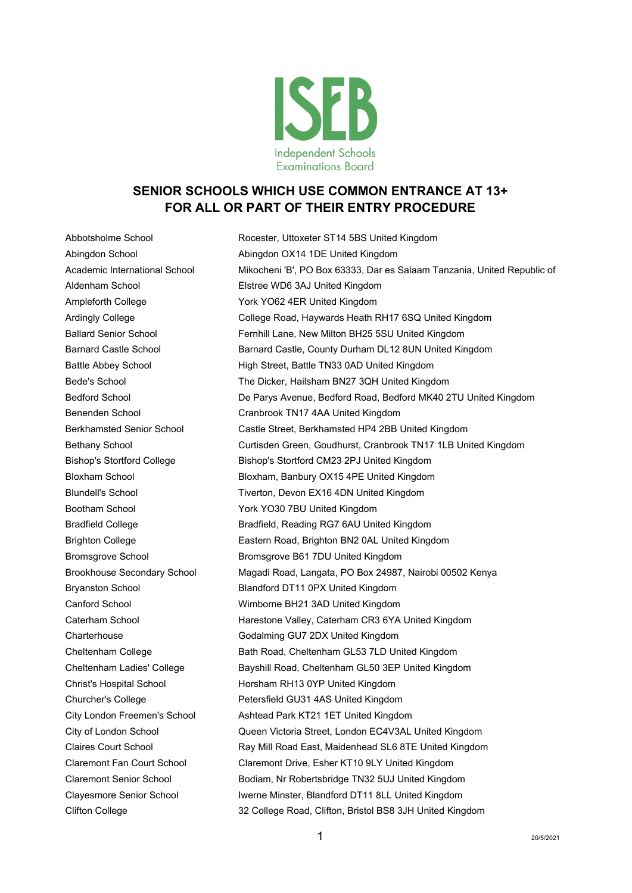ISEB

Independent Schools Examinations Board

## SENIOR SCHOOLS WHICH USE COMMON ENTRANCE AT 13+ FOR ALL OR PART OF THEIR ENTRY PROCEDURE

| | |
|---|---|
| Abbotsholme School | Rocester, Uttoxeter ST14 5BS United Kingdom |
| Abingdon School | Abingdon OX14 1DE United Kingdom |
| Academic International School | Mikocheni 'B', PO Box 63333, Dar es Salaam Tanzania, United Republic of |
| Aldenham School | Elstree WD6 3AJ United Kingdom |
| Ampleforth College | York YO62 4ER United Kingdom |
| Ardingly College | College Road, Haywards Heath RH17 6SQ United Kingdom |
| Ballard Senior School | Fernhill Lane, New Milton BH25 5SU United Kingdom |
| Barnard Castle School | Barnard Castle, County Durham DL12 8UN United Kingdom |
| Battle Abbey School | High Street, Battle TN33 0AD United Kingdom |
| Bede's School | The Dicker, Hailsham BN27 3QH United Kingdom |
| Bedford School | De Parys Avenue, Bedford Road, Bedford MK40 2TU United Kingdom |
| Benenden School | Cranbrook TN17 4AA United Kingdom |
| Berkhamsted Senior School | Castle Street, Berkhamsted HP4 2BB United Kingdom |
| Bethany School | Curtisden Green, Goudhurst, Cranbrook TN17 1LB United Kingdom |
| Bishop's Stortford College | Bishop's Stortford CM23 2PJ United Kingdom |
| Bloxham School | Bloxham, Banbury OX15 4PE United Kingdom |
| Blundell's School | Tiverton, Devon EX16 4DN United Kingdom |
| Bootham School | York YO30 7BU United Kingdom |
| Bradfield College | Bradfield, Reading RG7 6AU United Kingdom |
| Brighton College | Eastern Road, Brighton BN2 0AL United Kingdom |
| Bromsgrove School | Bromsgrove B61 7DU United Kingdom |
| Brookhouse Secondary School | Magadi Road, Langata, PO Box 24987, Nairobi 00502 Kenya |
| Bryanston School | Blandford DT11 0PX United Kingdom |
| Canford School | Wimborne BH21 3AD United Kingdom |
| Caterham School | Harestone Valley, Caterham CR3 6YA United Kingdom |
| Charterhouse | Godalming GU7 2DX United Kingdom |
| Cheltenham College | Bath Road, Cheltenham GL53 7LD United Kingdom |
| Cheltenham Ladies' College | Bayshill Road, Cheltenham GL50 3EP United Kingdom |
| Christ's Hospital School | Horsham RH13 0YP United Kingdom |
| Churcher's College | Petersfield GU31 4AS United Kingdom |
| City London Freemen's School | Ashtead Park KT21 1ET United Kingdom |
| City of London School | Queen Victoria Street, London EC4V3AL United Kingdom |
| Claires Court School | Ray Mill Road East, Maidenhead SL6 8TE United Kingdom |
| Claremont Fan Court School | Claremont Drive, Esher KT10 9LY United Kingdom |
| Claremont Senior School | Bodiam, Nr Robertsbridge TN32 5UJ United Kingdom |
| Clayesmore Senior School | Iwerne Minster, Blandford DT11 8LL United Kingdom |
| Clifton College | 32 College Road, Clifton, Bristol BS8 3JH United Kingdom |

20/5/2021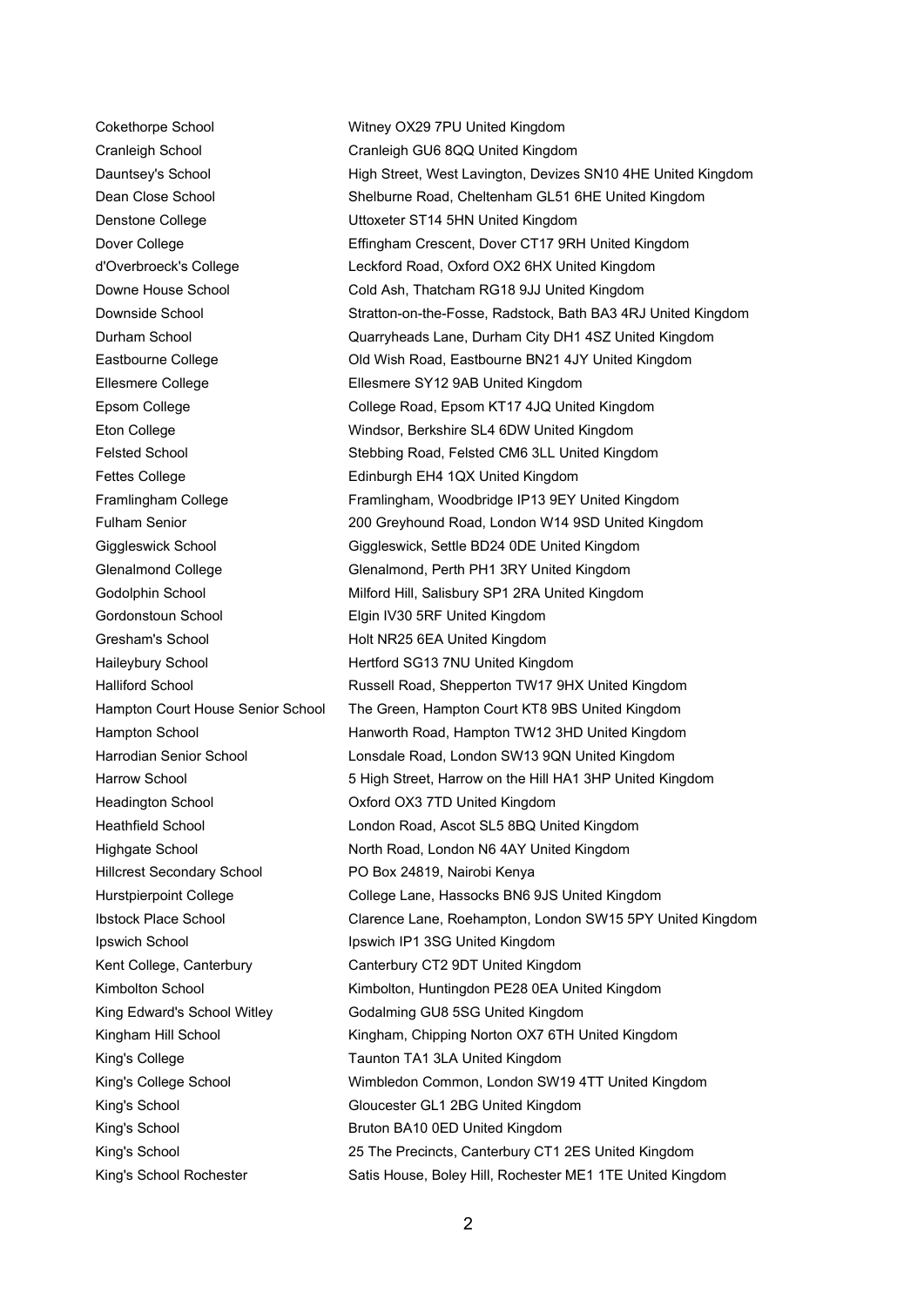| | |
|---|---|
| Cokethorpe School | Witney OX29 7PU United Kingdom |
| Cranleigh School | Cranleigh GU6 8QQ United Kingdom |
| Dauntsey's School | High Street, West Lavington, Devizes SN10 4HE United Kingdom |
| Dean Close School | Shelburne Road, Cheltenham GL51 6HE United Kingdom |
| Denstone College | Uttoxeter ST14 5HN United Kingdom |
| Dover College | Effingham Crescent, Dover CT17 9RH United Kingdom |
| d'Overbroeck's College | Leckford Road, Oxford OX2 6HX United Kingdom |
| Downe House School | Cold Ash, Thatcham RG18 9JJ United Kingdom |
| Downside School | Stratton-on-the-Fosse, Radstock, Bath BA3 4RJ United Kingdom |
| Durham School | Quarryheads Lane, Durham City DH1 4SZ United Kingdom |
| Eastbourne College | Old Wish Road, Eastbourne BN21 4JY United Kingdom |
| Ellesmere College | Ellesmere SY12 9AB United Kingdom |
| Epsom College | College Road, Epsom KT17 4JQ United Kingdom |
| Eton College | Windsor, Berkshire SL4 6DW United Kingdom |
| Felsted School | Stebbing Road, Felsted CM6 3LL United Kingdom |
| Fettes College | Edinburgh EH4 1QX United Kingdom |
| Framlingham College | Framlingham, Woodbridge IP13 9EY United Kingdom |
| Fulham Senior | 200 Greyhound Road, London W14 9SD United Kingdom |
| Giggleswick School | Giggleswick, Settle BD24 0DE United Kingdom |
| Glenalmond College | Glenalmond, Perth PH1 3RY United Kingdom |
| Godolphin School | Milford Hill, Salisbury SP1 2RA United Kingdom |
| Gordonstoun School | Elgin IV30 5RF United Kingdom |
| Gresham's School | Holt NR25 6EA United Kingdom |
| Haileybury School | Hertford SG13 7NU United Kingdom |
| Halliford School | Russell Road, Shepperton TW17 9HX United Kingdom |
| Hampton Court House Senior School | The Green, Hampton Court KT8 9BS United Kingdom |
| Hampton School | Hanworth Road, Hampton TW12 3HD United Kingdom |
| Harrodian Senior School | Lonsdale Road, London SW13 9QN United Kingdom |
| Harrow School | 5 High Street, Harrow on the Hill HA1 3HP United Kingdom |
| Headington School | Oxford OX3 7TD United Kingdom |
| Heathfield School | London Road, Ascot SL5 8BQ United Kingdom |
| Highgate School | North Road, London N6 4AY United Kingdom |
| Hillcrest Secondary School | PO Box 24819, Nairobi Kenya |
| Hurstpierpoint College | College Lane, Hassocks BN6 9JS United Kingdom |
| Ibstock Place School | Clarence Lane, Roehampton, London SW15 5PY United Kingdom |
| Ipswich School | Ipswich IP1 3SG United Kingdom |
| Kent College, Canterbury | Canterbury CT2 9DT United Kingdom |
| Kimbolton School | Kimbolton, Huntingdon PE28 0EA United Kingdom |
| King Edward's School Witley | Godalming GU8 5SG United Kingdom |
| Kingham Hill School | Kingham, Chipping Norton OX7 6TH United Kingdom |
| King's College | Taunton TA1 3LA United Kingdom |
| King's College School | Wimbledon Common, London SW19 4TT United Kingdom |
| King's School | Gloucester GL1 2BG United Kingdom |
| King's School | Bruton BA10 0ED United Kingdom |
| King's School | 25 The Precincts, Canterbury CT1 2ES United Kingdom |
| King's School Rochester | Satis House, Boley Hill, Rochester ME1 1TE United Kingdom |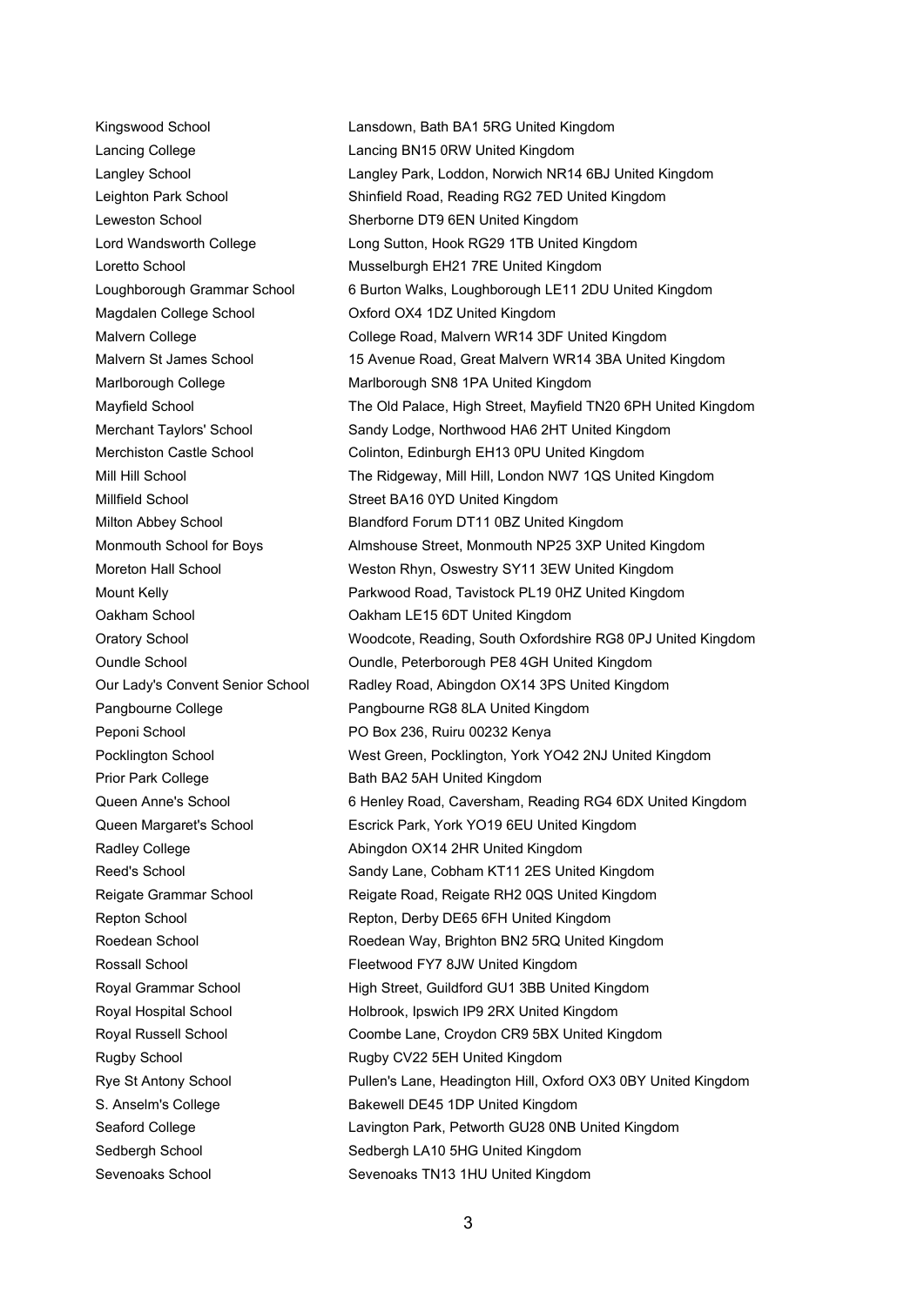| | |
|---|---|
| Kingswood School | Lansdown, Bath BA1 5RG United Kingdom |
| Lancing College | Lancing BN15 0RW United Kingdom |
| Langley School | Langley Park, Loddon, Norwich NR14 6BJ United Kingdom |
| Leighton Park School | Shinfield Road, Reading RG2 7ED United Kingdom |
| Leweston School | Sherborne DT9 6EN United Kingdom |
| Lord Wandsworth College | Long Sutton, Hook RG29 1TB United Kingdom |
| Loretto School | Musselburgh EH21 7RE United Kingdom |
| Loughborough Grammar School | 6 Burton Walks, Loughborough LE11 2DU United Kingdom |
| Magdalen College School | Oxford OX4 1DZ United Kingdom |
| Malvern College | College Road, Malvern WR14 3DF United Kingdom |
| Malvern St James School | 15 Avenue Road, Great Malvern WR14 3BA United Kingdom |
| Marlborough College | Marlborough SN8 1PA United Kingdom |
| Mayfield School | The Old Palace, High Street, Mayfield TN20 6PH United Kingdom |
| Merchant Taylors' School | Sandy Lodge, Northwood HA6 2HT United Kingdom |
| Merchiston Castle School | Colinton, Edinburgh EH13 0PU United Kingdom |
| Mill Hill School | The Ridgeway, Mill Hill, London NW7 1QS United Kingdom |
| Millfield School | Street BA16 0YD United Kingdom |
| Milton Abbey School | Blandford Forum DT11 0BZ United Kingdom |
| Monmouth School for Boys | Almshouse Street, Monmouth NP25 3XP United Kingdom |
| Moreton Hall School | Weston Rhyn, Oswestry SY11 3EW United Kingdom |
| Mount Kelly | Parkwood Road, Tavistock PL19 0HZ United Kingdom |
| Oakham School | Oakham LE15 6DT United Kingdom |
| Oratory School | Woodcote, Reading, South Oxfordshire RG8 0PJ United Kingdom |
| Oundle School | Oundle, Peterborough PE8 4GH United Kingdom |
| Our Lady's Convent Senior School | Radley Road, Abingdon OX14 3PS United Kingdom |
| Pangbourne College | Pangbourne RG8 8LA United Kingdom |
| Peponi School | PO Box 236, Ruiru 00232 Kenya |
| Pocklington School | West Green, Pocklington, York YO42 2NJ United Kingdom |
| Prior Park College | Bath BA2 5AH United Kingdom |
| Queen Anne's School | 6 Henley Road, Caversham, Reading RG4 6DX United Kingdom |
| Queen Margaret's School | Escrick Park, York YO19 6EU United Kingdom |
| Radley College | Abingdon OX14 2HR United Kingdom |
| Reed's School | Sandy Lane, Cobham KT11 2ES United Kingdom |
| Reigate Grammar School | Reigate Road, Reigate RH2 0QS United Kingdom |
| Repton School | Repton, Derby DE65 6FH United Kingdom |
| Roedean School | Roedean Way, Brighton BN2 5RQ United Kingdom |
| Rossall School | Fleetwood FY7 8JW United Kingdom |
| Royal Grammar School | High Street, Guildford GU1 3BB United Kingdom |
| Royal Hospital School | Holbrook, Ipswich IP9 2RX United Kingdom |
| Royal Russell School | Coombe Lane, Croydon CR9 5BX United Kingdom |
| Rugby School | Rugby CV22 5EH United Kingdom |
| Rye St Antony School | Pullen's Lane, Headington Hill, Oxford OX3 0BY United Kingdom |
| S. Anselm's College | Bakewell DE45 1DP United Kingdom |
| Seaford College | Lavington Park, Petworth GU28 0NB United Kingdom |
| Sedbergh School | Sedbergh LA10 5HG United Kingdom |
| Sevenoaks School | Sevenoaks TN13 1HU United Kingdom |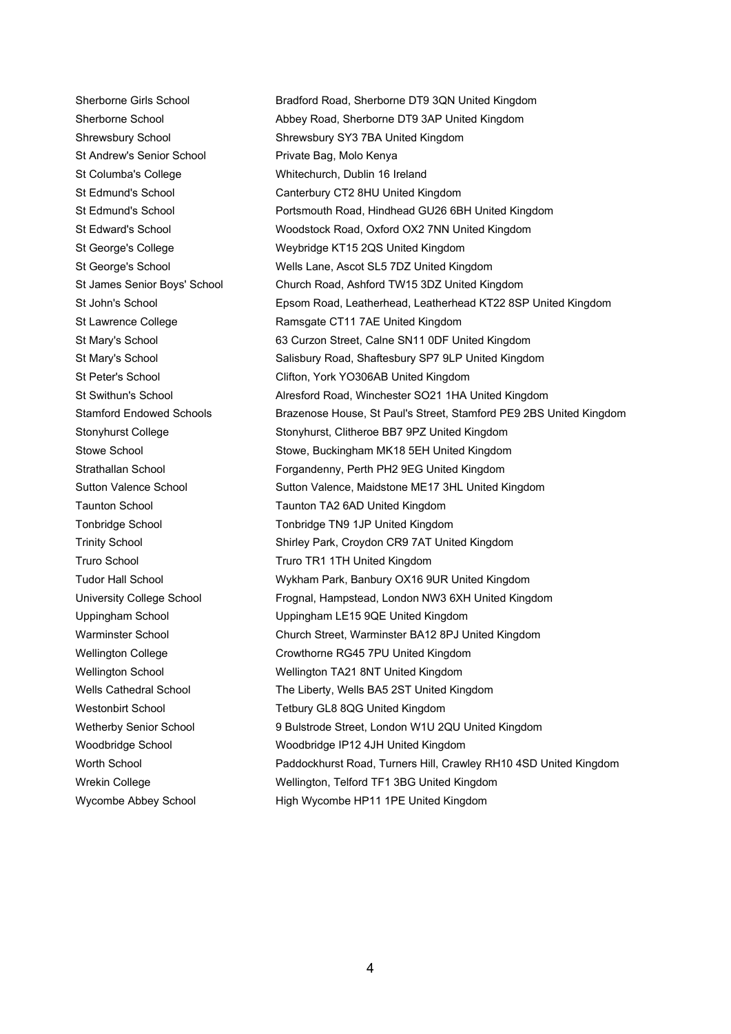| | |
|---|---|
| Sherborne Girls School | Bradford Road, Sherborne DT9 3QN United Kingdom |
| Sherborne School | Abbey Road, Sherborne DT9 3AP United Kingdom |
| Shrewsbury School | Shrewsbury SY3 7BA United Kingdom |
| St Andrew's Senior School | Private Bag, Molo Kenya |
| St Columba's College | Whitechurch, Dublin 16 Ireland |
| St Edmund's School | Canterbury CT2 8HU United Kingdom |
| St Edmund's School | Portsmouth Road, Hindhead GU26 6BH United Kingdom |
| St Edward's School | Woodstock Road, Oxford OX2 7NN United Kingdom |
| St George's College | Weybridge KT15 2QS United Kingdom |
| St George's School | Wells Lane, Ascot SL5 7DZ United Kingdom |
| St James Senior Boys' School | Church Road, Ashford TW15 3DZ United Kingdom |
| St John's School | Epsom Road, Leatherhead, Leatherhead KT22 8SP United Kingdom |
| St Lawrence College | Ramsgate CT11 7AE United Kingdom |
| St Mary's School | 63 Curzon Street, Calne SN11 0DF United Kingdom |
| St Mary's School | Salisbury Road, Shaftesbury SP7 9LP United Kingdom |
| St Peter's School | Clifton, York YO306AB United Kingdom |
| St Swithun's School | Alresford Road, Winchester SO21 1HA United Kingdom |
| Stamford Endowed Schools | Brazenose House, St Paul's Street, Stamford PE9 2BS United Kingdom |
| Stonyhurst College | Stonyhurst, Clitheroe BB7 9PZ United Kingdom |
| Stowe School | Stowe, Buckingham MK18 5EH United Kingdom |
| Strathallan School | Forgandenny, Perth PH2 9EG United Kingdom |
| Sutton Valence School | Sutton Valence, Maidstone ME17 3HL United Kingdom |
| Taunton School | Taunton TA2 6AD United Kingdom |
| Tonbridge School | Tonbridge TN9 1JP United Kingdom |
| Trinity School | Shirley Park, Croydon CR9 7AT United Kingdom |
| Truro School | Truro TR1 1TH United Kingdom |
| Tudor Hall School | Wykham Park, Banbury OX16 9UR United Kingdom |
| University College School | Frognal, Hampstead, London NW3 6XH United Kingdom |
| Uppingham School | Uppingham LE15 9QE United Kingdom |
| Warminster School | Church Street, Warminster BA12 8PJ United Kingdom |
| Wellington College | Crowthorne RG45 7PU United Kingdom |
| Wellington School | Wellington TA21 8NT United Kingdom |
| Wells Cathedral School | The Liberty, Wells BA5 2ST United Kingdom |
| Westonbirt School | Tetbury GL8 8QG United Kingdom |
| Wetherby Senior School | 9 Bulstrode Street, London W1U 2QU United Kingdom |
| Woodbridge School | Woodbridge IP12 4JH United Kingdom |
| Worth School | Paddockhurst Road, Turners Hill, Crawley RH10 4SD United Kingdom |
| Wrekin College | Wellington, Telford TF1 3BG United Kingdom |
| Wycombe Abbey School | High Wycombe HP11 1PE United Kingdom |